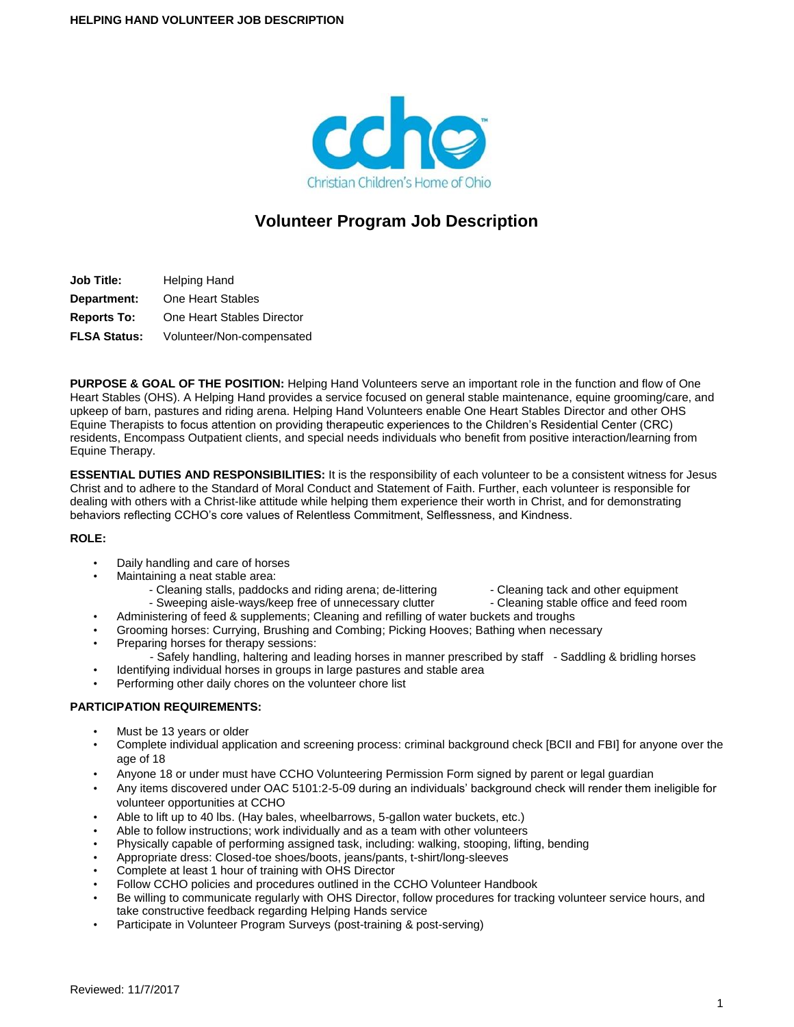Christian Children's Home of Ohio

# Volunteer Program Job Description

**Job Title:** Helping Hand

**Department:** One Heart Stables

**Reports To:** One Heart Stables Director

**FLSA Status:** Volunteer/Non-compensated

**PURPOSE & GOAL OF THE POSITION:** Helping Hand Volunteers serve an important role in the function and flow of One Heart Stables (OHS). A Helping Hand provides a service focused on general stable maintenance, equine grooming/care, and upkeep of barn, pastures and riding arena. Helping Hand Volunteers enable One Heart Stables Director and other OHS Equine Therapists to focus attention on providing therapeutic experiences to the Children's Residential Center (CRC) residents, Encompass Outpatient clients, and special needs individuals who benefit from positive interaction/learning from Equine Therapy.

**ESSENTIAL DUTIES AND RESPONSIBILITIES:** It is the responsibility of each volunteer to be a consistent witness for Jesus Christ and to adhere to the Standard of Moral Conduct and Statement of Faith. Further, each volunteer is responsible for dealing with others with a Christ-like attitude while helping them experience their worth in Christ, and for demonstrating behaviors reflecting CCHO's core values of Relentless Commitment, Selflessness, and Kindness.

**ROLE:**

- Daily handling and care of horses
- Maintaining a neat stable area:
  - Cleaning stalls, paddocks and riding arena; de-littering
  - Sweeping aisle-ways/keep free of unnecessary clutter
  - Cleaning tack and other equipment
  - Cleaning stable office and feed room
- Administering of feed & supplements; Cleaning and refilling of water buckets and troughs
- Grooming horses: Currying, Brushing and Combing; Picking Hooves; Bathing when necessary
- Preparing horses for therapy sessions:
  - Safely handling, haltering and leading horses in manner prescribed by staff
  - Saddling & bridling horses
- Identifying individual horses in groups in large pastures and stable area
- Performing other daily chores on the volunteer chore list

**PARTICIPATION REQUIREMENTS:**

- Must be 13 years or older
- Complete individual application and screening process: criminal background check [BCII and FBI] for anyone over the age of 18
- Anyone 18 or under must have CCHO Volunteering Permission Form signed by parent or legal guardian
- Any items discovered under OAC 5101:2-5-09 during an individuals' background check will render them ineligible for volunteer opportunities at CCHO
- Able to lift up to 40 lbs. (Hay bales, wheelbarrows, 5-gallon water buckets, etc.)
- Able to follow instructions; work individually and as a team with other volunteers
- Physically capable of performing assigned task, including: walking, stooping, lifting, bending
- Appropriate dress: Closed-toe shoes/boots, jeans/pants, t-shirt/long-sleeves
- Complete at least 1 hour of training with OHS Director
- Follow CCHO policies and procedures outlined in the CCHO Volunteer Handbook
- Be willing to communicate regularly with OHS Director, follow procedures for tracking volunteer service hours, and take constructive feedback regarding Helping Hands service
- Participate in Volunteer Program Surveys (post-training & post-serving)

Reviewed: 11/7/2017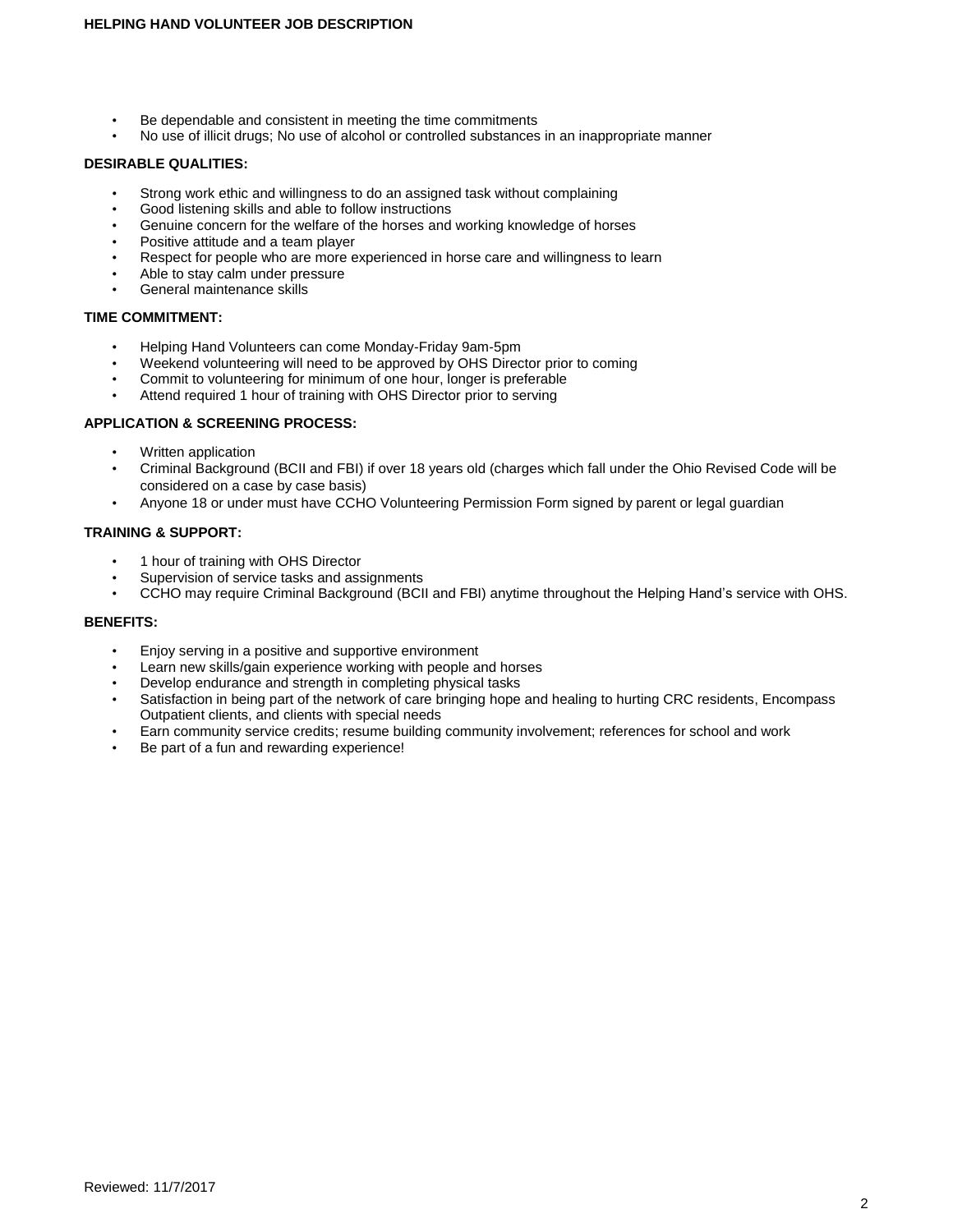- Be dependable and consistent in meeting the time commitments
- No use of illicit drugs; No use of alcohol or controlled substances in an inappropriate manner

**DESIRABLE QUALITIES:**

- Strong work ethic and willingness to do an assigned task without complaining
- Good listening skills and able to follow instructions
- Genuine concern for the welfare of the horses and working knowledge of horses
- Positive attitude and a team player
- Respect for people who are more experienced in horse care and willingness to learn
- Able to stay calm under pressure
- General maintenance skills

**TIME COMMITMENT:**

- Helping Hand Volunteers can come Monday-Friday 9am-5pm
- Weekend volunteering will need to be approved by OHS Director prior to coming
- Commit to volunteering for minimum of one hour, longer is preferable
- Attend required 1 hour of training with OHS Director prior to serving

**APPLICATION & SCREENING PROCESS:**

- Written application
- Criminal Background (BCII and FBI) if over 18 years old (charges which fall under the Ohio Revised Code will be considered on a case by case basis)
- Anyone 18 or under must have CCHO Volunteering Permission Form signed by parent or legal guardian

**TRAINING & SUPPORT:**

- 1 hour of training with OHS Director
- Supervision of service tasks and assignments
- CCHO may require Criminal Background (BCII and FBI) anytime throughout the Helping Hand's service with OHS.

**BENEFITS:**

- Enjoy serving in a positive and supportive environment
- Learn new skills/gain experience working with people and horses
- Develop endurance and strength in completing physical tasks
- Satisfaction in being part of the network of care bringing hope and healing to hurting CRC residents, Encompass Outpatient clients, and clients with special needs
- Earn community service credits; resume building community involvement; references for school and work
- Be part of a fun and rewarding experience!

Reviewed: 11/7/2017